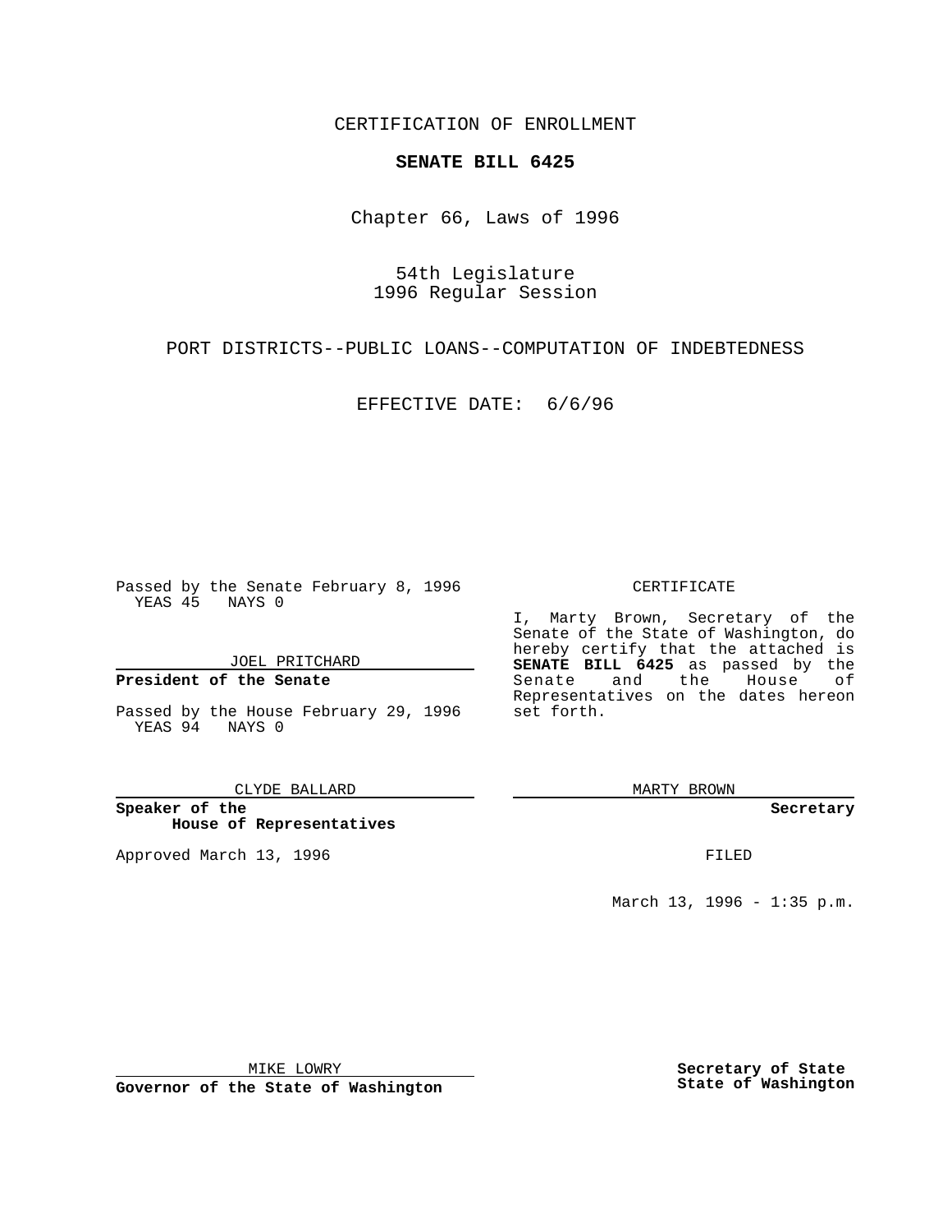CERTIFICATION OF ENROLLMENT

**SENATE BILL 6425**

Chapter 66, Laws of 1996

54th Legislature
1996 Regular Session

PORT DISTRICTS--PUBLIC LOANS--COMPUTATION OF INDEBTEDNESS

EFFECTIVE DATE: 6/6/96

Passed by the Senate February 8, 1996
YEAS 45 NAYS 0

JOEL PRITCHARD

**President of the Senate**

Passed by the House February 29, 1996
YEAS 94 NAYS 0

CLYDE BALLARD

**Speaker of the House of Representatives**

Approved March 13, 1996

MIKE LOWRY

**Governor of the State of Washington**

CERTIFICATE

I, Marty Brown, Secretary of the Senate of the State of Washington, do hereby certify that the attached is **SENATE BILL 6425** as passed by the Senate and the House of Representatives on the dates hereon set forth.

MARTY BROWN

**Secretary**

FILED

March 13, 1996 - 1:35 p.m.

**Secretary of State**
**State of Washington**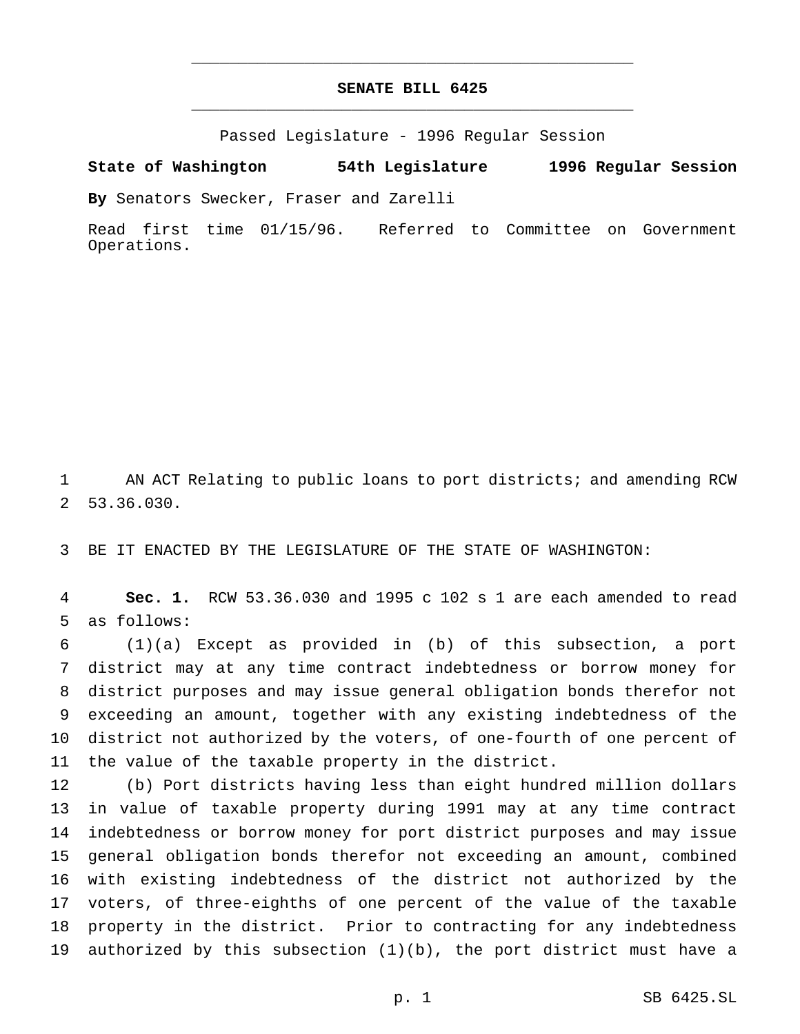# SENATE BILL 6425

Passed Legislature - 1996 Regular Session

**State of Washington 54th Legislature 1996 Regular Session**

**By** Senators Swecker, Fraser and Zarelli

Read first time 01/15/96. Referred to Committee on Government Operations.

AN ACT Relating to public loans to port districts; and amending RCW 53.36.030.

BE IT ENACTED BY THE LEGISLATURE OF THE STATE OF WASHINGTON:

**Sec. 1.** RCW 53.36.030 and 1995 c 102 s 1 are each amended to read as follows:

(1)(a) Except as provided in (b) of this subsection, a port district may at any time contract indebtedness or borrow money for district purposes and may issue general obligation bonds therefor not exceeding an amount, together with any existing indebtedness of the district not authorized by the voters, of one-fourth of one percent of the value of the taxable property in the district.

(b) Port districts having less than eight hundred million dollars in value of taxable property during 1991 may at any time contract indebtedness or borrow money for port district purposes and may issue general obligation bonds therefor not exceeding an amount, combined with existing indebtedness of the district not authorized by the voters, of three-eighths of one percent of the value of the taxable property in the district. Prior to contracting for any indebtedness authorized by this subsection (1)(b), the port district must have a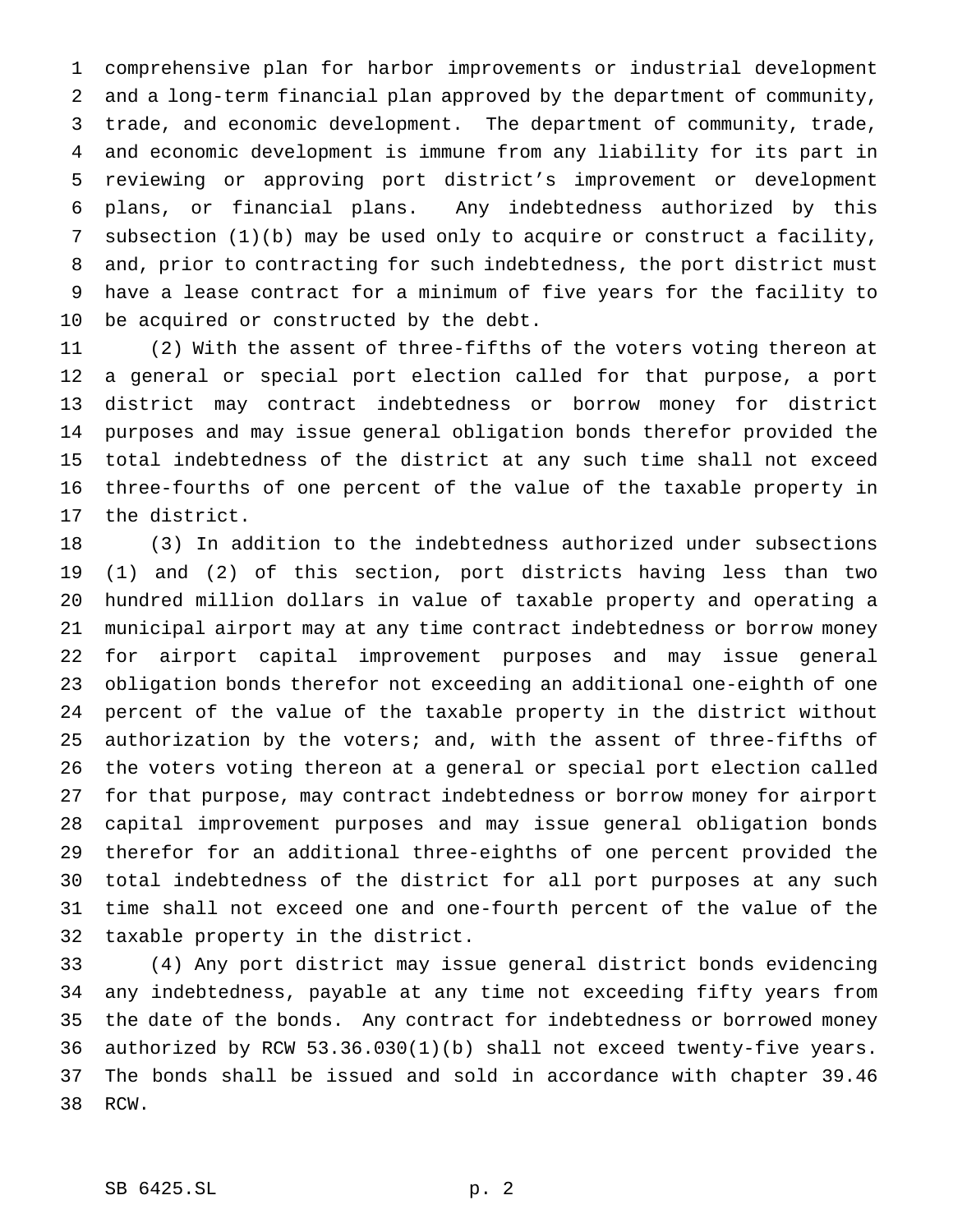comprehensive plan for harbor improvements or industrial development and a long-term financial plan approved by the department of community, trade, and economic development. The department of community, trade, and economic development is immune from any liability for its part in reviewing or approving port district's improvement or development plans, or financial plans. Any indebtedness authorized by this subsection (1)(b) may be used only to acquire or construct a facility, and, prior to contracting for such indebtedness, the port district must have a lease contract for a minimum of five years for the facility to be acquired or constructed by the debt.

(2) With the assent of three-fifths of the voters voting thereon at a general or special port election called for that purpose, a port district may contract indebtedness or borrow money for district purposes and may issue general obligation bonds therefor provided the total indebtedness of the district at any such time shall not exceed three-fourths of one percent of the value of the taxable property in the district.

(3) In addition to the indebtedness authorized under subsections (1) and (2) of this section, port districts having less than two hundred million dollars in value of taxable property and operating a municipal airport may at any time contract indebtedness or borrow money for airport capital improvement purposes and may issue general obligation bonds therefor not exceeding an additional one-eighth of one percent of the value of the taxable property in the district without authorization by the voters; and, with the assent of three-fifths of the voters voting thereon at a general or special port election called for that purpose, may contract indebtedness or borrow money for airport capital improvement purposes and may issue general obligation bonds therefor for an additional three-eighths of one percent provided the total indebtedness of the district for all port purposes at any such time shall not exceed one and one-fourth percent of the value of the taxable property in the district.

(4) Any port district may issue general district bonds evidencing any indebtedness, payable at any time not exceeding fifty years from the date of the bonds. Any contract for indebtedness or borrowed money authorized by RCW 53.36.030(1)(b) shall not exceed twenty-five years. The bonds shall be issued and sold in accordance with chapter 39.46 RCW.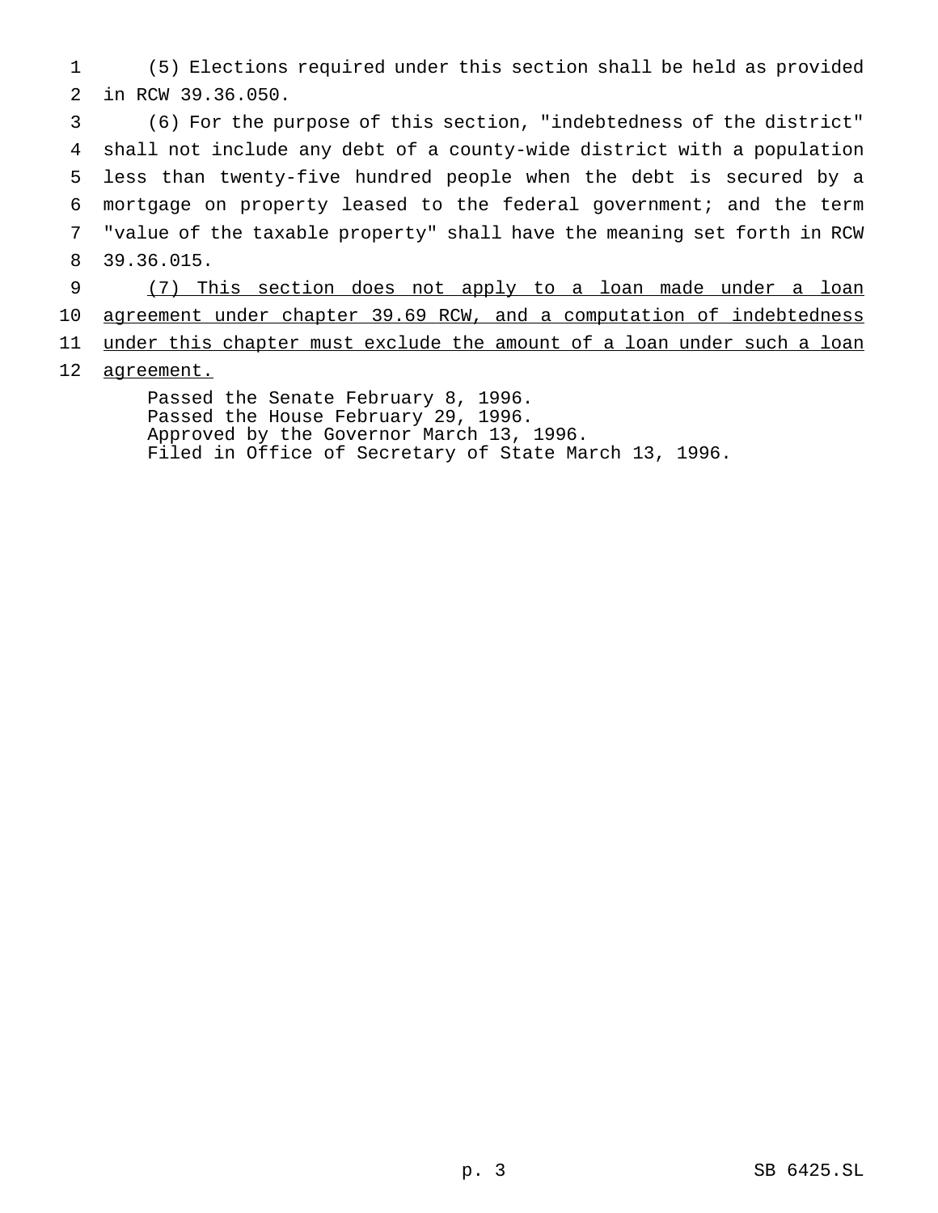(5) Elections required under this section shall be held as provided in RCW 39.36.050.

(6) For the purpose of this section, "indebtedness of the district" shall not include any debt of a county-wide district with a population less than twenty-five hundred people when the debt is secured by a mortgage on property leased to the federal government; and the term "value of the taxable property" shall have the meaning set forth in RCW 39.36.015.

<u>(7) This section does not apply to a loan made under a loan agreement under chapter 39.69 RCW, and a computation of indebtedness under this chapter must exclude the amount of a loan under such a loan agreement.</u>

Passed the Senate February 8, 1996.
Passed the House February 29, 1996.
Approved by the Governor March 13, 1996.
Filed in Office of Secretary of State March 13, 1996.